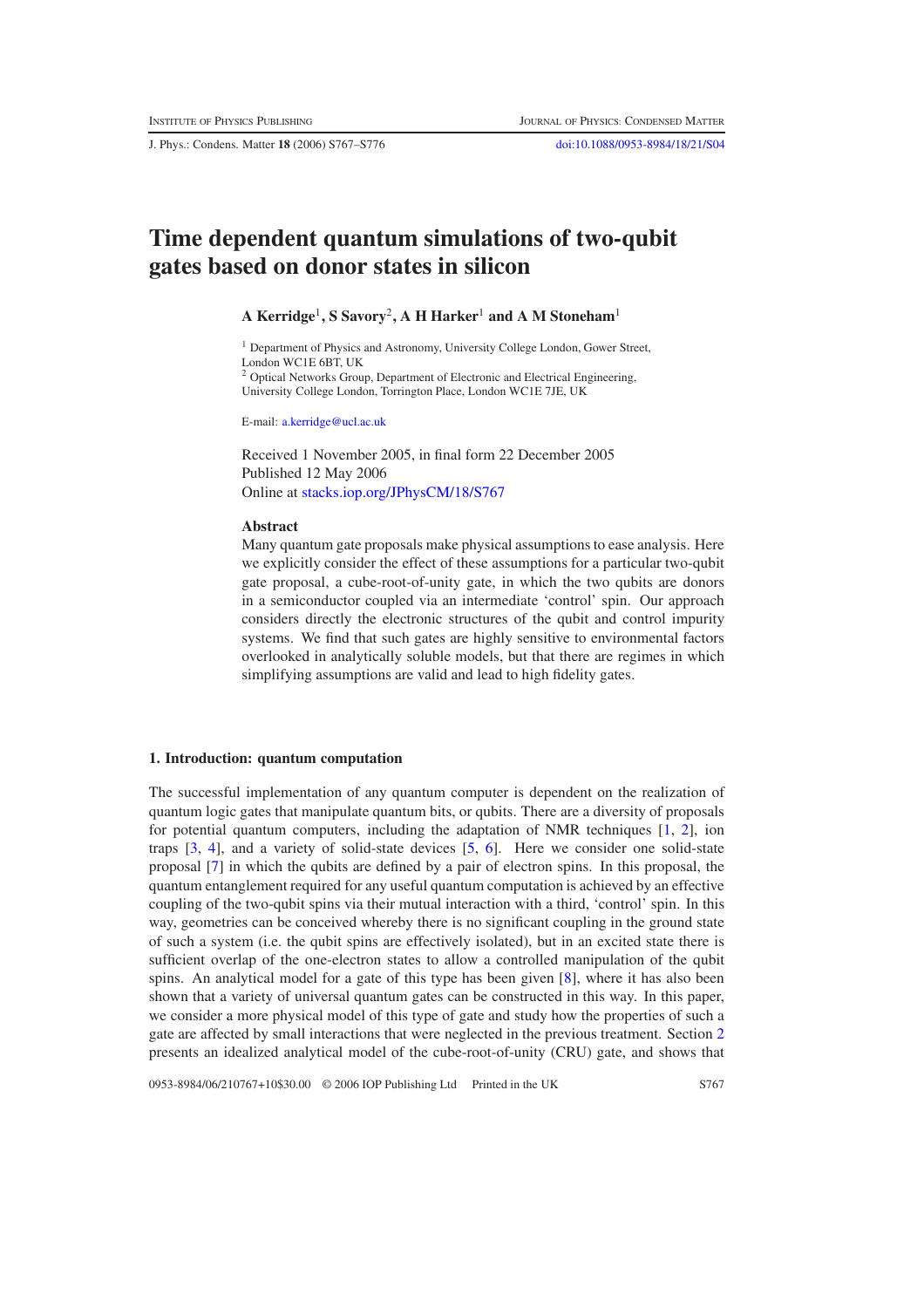# Time dependent quantum simulations of two-qubit gates based on donor states in silicon

**A Kerridge**[1]**, S Savory**[2]**, A H Harker**[1] **and A M Stoneham**[1]

[1] Department of Physics and Astronomy, University College London, Gower Street, London WC1E 6BT, UK

[2] Optical Networks Group, Department of Electronic and Electrical Engineering, University College London, Torrington Place, London WC1E 7JE, UK

E-mail: a.kerridge@ucl.ac.uk

Received 1 November 2005, in final form 22 December 2005
Published 12 May 2006
Online at stacks.iop.org/JPhysCM/18/S767

## Abstract

Many quantum gate proposals make physical assumptions to ease analysis. Here we explicitly consider the effect of these assumptions for a particular two-qubit gate proposal, a cube-root-of-unity gate, in which the two qubits are donors in a semiconductor coupled via an intermediate 'control' spin. Our approach considers directly the electronic structures of the qubit and control impurity systems. We find that such gates are highly sensitive to environmental factors overlooked in analytically soluble models, but that there are regimes in which simplifying assumptions are valid and lead to high fidelity gates.

## 1. Introduction: quantum computation

The successful implementation of any quantum computer is dependent on the realization of quantum logic gates that manipulate quantum bits, or qubits. There are a diversity of proposals for potential quantum computers, including the adaptation of NMR techniques [1, 2], ion traps [3, 4], and a variety of solid-state devices [5, 6]. Here we consider one solid-state proposal [7] in which the qubits are defined by a pair of electron spins. In this proposal, the quantum entanglement required for any useful quantum computation is achieved by an effective coupling of the two-qubit spins via their mutual interaction with a third, 'control' spin. In this way, geometries can be conceived whereby there is no significant coupling in the ground state of such a system (i.e. the qubit spins are effectively isolated), but in an excited state there is sufficient overlap of the one-electron states to allow a controlled manipulation of the qubit spins. An analytical model for a gate of this type has been given [8], where it has also been shown that a variety of universal quantum gates can be constructed in this way. In this paper, we consider a more physical model of this type of gate and study how the properties of such a gate are affected by small interactions that were neglected in the previous treatment. Section 2 presents an idealized analytical model of the cube-root-of-unity (CRU) gate, and shows that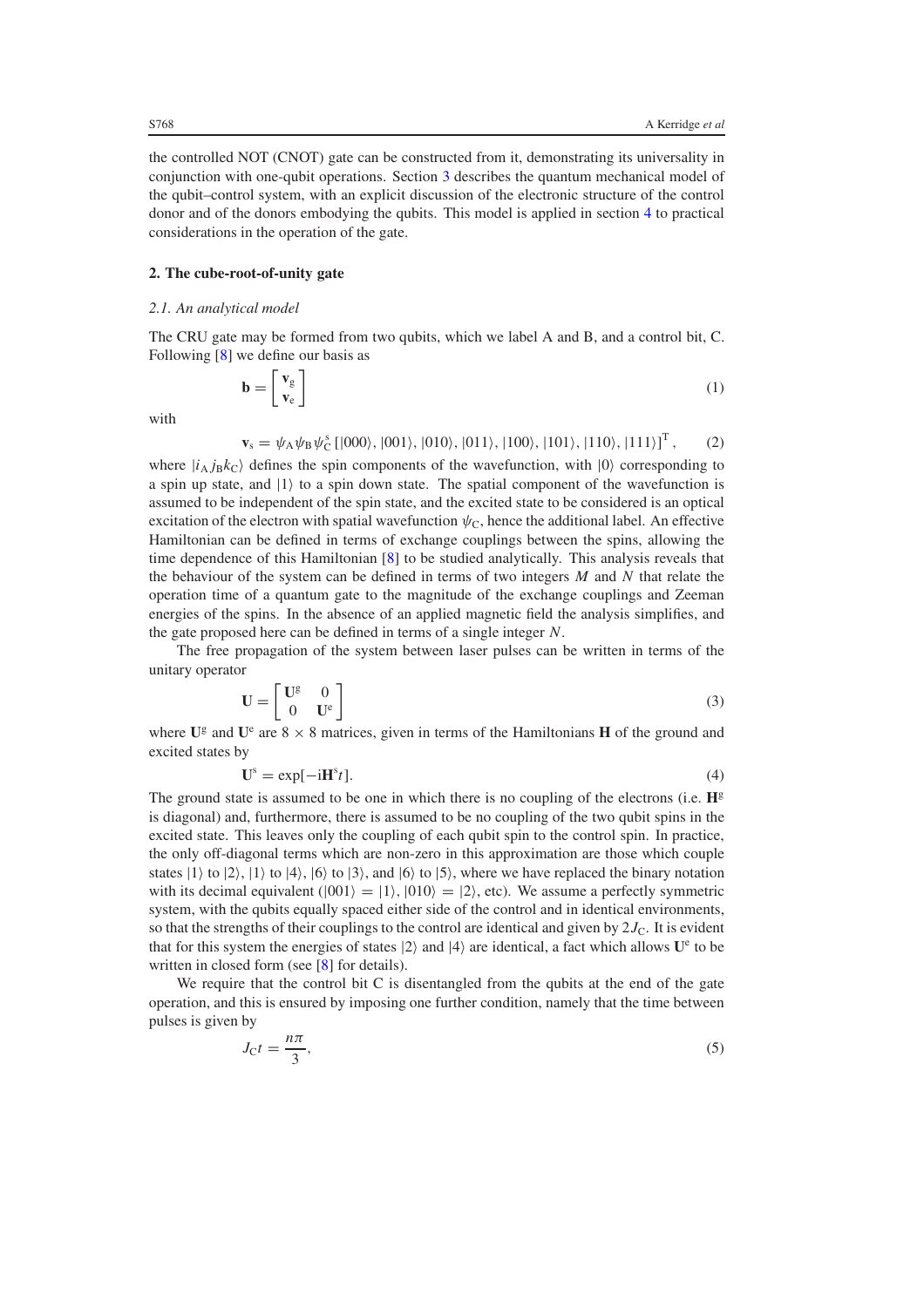the controlled NOT (CNOT) gate can be constructed from it, demonstrating its universality in conjunction with one-qubit operations. Section 3 describes the quantum mechanical model of the qubit–control system, with an explicit discussion of the electronic structure of the control donor and of the donors embodying the qubits. This model is applied in section 4 to practical considerations in the operation of the gate.

## 2. The cube-root-of-unity gate

### *2.1. An analytical model*

The CRU gate may be formed from two qubits, which we label A and B, and a control bit, C. Following [8] we define our basis as

$$\mathbf{b} = \begin{bmatrix} \mathbf{v}_{\mathrm{g}} \\ \mathbf{v}_{\mathrm{e}} \end{bmatrix} \tag{1}$$

with

$$\mathbf{v}_{\mathrm{s}} = \psi_{\mathrm{A}}\psi_{\mathrm{B}}\psi_{\mathrm{C}}^{\mathrm{s}} \left[|000\rangle, |001\rangle, |010\rangle, |011\rangle, |100\rangle, |101\rangle, |110\rangle, |111\rangle\right]^{\mathrm{T}}, \tag{2}$$

where $|i_{\mathrm{A}} j_{\mathrm{B}} k_{\mathrm{C}}\rangle$ defines the spin components of the wavefunction, with $|0\rangle$ corresponding to a spin up state, and $|1\rangle$ to a spin down state. The spatial component of the wavefunction is assumed to be independent of the spin state, and the excited state to be considered is an optical excitation of the electron with spatial wavefunction $\psi_{\mathrm{C}}$, hence the additional label. An effective Hamiltonian can be defined in terms of exchange couplings between the spins, allowing the time dependence of this Hamiltonian [8] to be studied analytically. This analysis reveals that the behaviour of the system can be defined in terms of two integers $M$ and $N$ that relate the operation time of a quantum gate to the magnitude of the exchange couplings and Zeeman energies of the spins. In the absence of an applied magnetic field the analysis simplifies, and the gate proposed here can be defined in terms of a single integer $N$.

The free propagation of the system between laser pulses can be written in terms of the unitary operator

$$\mathbf{U} = \begin{bmatrix} \mathbf{U}^{\mathrm{g}} & 0 \\ 0 & \mathbf{U}^{\mathrm{e}} \end{bmatrix} \tag{3}$$

where $\mathbf{U}^{\mathrm{g}}$ and $\mathbf{U}^{\mathrm{e}}$ are $8 \times 8$ matrices, given in terms of the Hamiltonians $\mathbf{H}$ of the ground and excited states by

$$\mathbf{U}^{\mathrm{s}} = \exp[-\mathrm{i}\mathbf{H}^{\mathrm{s}}t]. \tag{4}$$

The ground state is assumed to be one in which there is no coupling of the electrons (i.e. $\mathbf{H}^{\mathrm{g}}$ is diagonal) and, furthermore, there is assumed to be no coupling of the two qubit spins in the excited state. This leaves only the coupling of each qubit spin to the control spin. In practice, the only off-diagonal terms which are non-zero in this approximation are those which couple states $|1\rangle$ to $|2\rangle$, $|1\rangle$ to $|4\rangle$, $|6\rangle$ to $|3\rangle$, and $|6\rangle$ to $|5\rangle$, where we have replaced the binary notation with its decimal equivalent ($|001\rangle = |1\rangle$, $|010\rangle = |2\rangle$, etc). We assume a perfectly symmetric system, with the qubits equally spaced either side of the control and in identical environments, so that the strengths of their couplings to the control are identical and given by $2J_{\mathrm{C}}$. It is evident that for this system the energies of states $|2\rangle$ and $|4\rangle$ are identical, a fact which allows $\mathbf{U}^{\mathrm{e}}$ to be written in closed form (see [8] for details).

We require that the control bit C is disentangled from the qubits at the end of the gate operation, and this is ensured by imposing one further condition, namely that the time between pulses is given by

$$J_{\mathrm{C}}t = \frac{n\pi}{3}, \tag{5}$$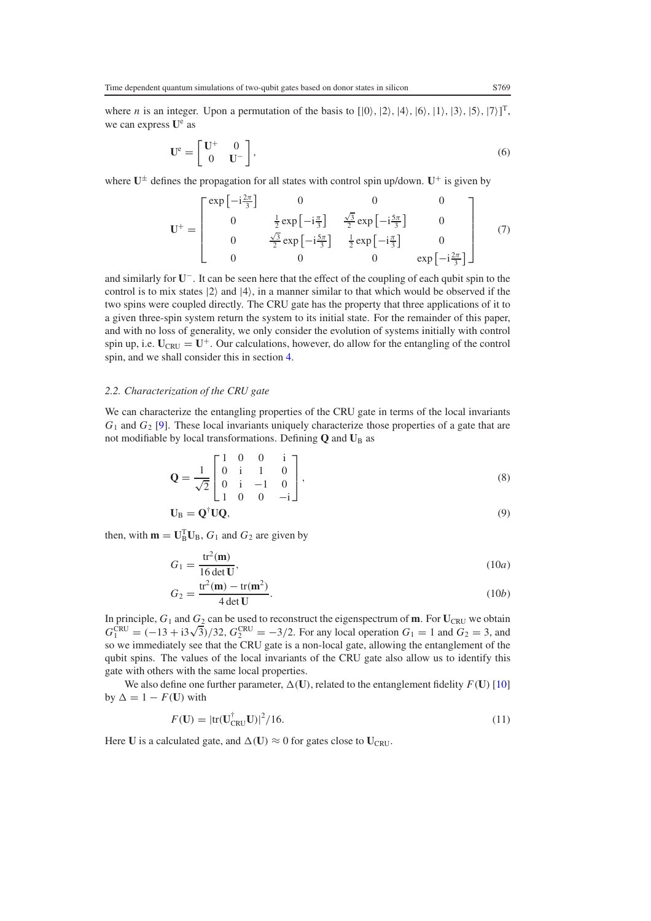where $n$ is an integer. Upon a permutation of the basis to $[|0\rangle, |2\rangle, |4\rangle, |6\rangle, |1\rangle, |3\rangle, |5\rangle, |7\rangle]^{\mathrm{T}}$, we can express $\mathbf{U}^{\mathrm{e}}$ as

$$\mathbf{U}^{\mathrm{e}} = \begin{bmatrix} \mathbf{U}^{+} & 0 \\ 0 & \mathbf{U}^{-} \end{bmatrix}, \tag{6}$$

where $\mathbf{U}^{\pm}$ defines the propagation for all states with control spin up/down. $\mathbf{U}^{+}$ is given by

$$\mathbf{U}^{+} = \begin{bmatrix} \exp\left[-\mathrm{i}\frac{2\pi}{3}\right] & 0 & 0 & 0 \\ 0 & \frac{1}{2}\exp\left[-\mathrm{i}\frac{\pi}{3}\right] & \frac{\sqrt{3}}{2}\exp\left[-\mathrm{i}\frac{5\pi}{3}\right] & 0 \\ 0 & \frac{\sqrt{3}}{2}\exp\left[-\mathrm{i}\frac{5\pi}{3}\right] & \frac{1}{2}\exp\left[-\mathrm{i}\frac{\pi}{3}\right] & 0 \\ 0 & 0 & 0 & \exp\left[-\mathrm{i}\frac{2\pi}{3}\right] \end{bmatrix} \tag{7}$$

and similarly for $\mathbf{U}^{-}$. It can be seen here that the effect of the coupling of each qubit spin to the control is to mix states $|2\rangle$ and $|4\rangle$, in a manner similar to that which would be observed if the two spins were coupled directly. The CRU gate has the property that three applications of it to a given three-spin system return the system to its initial state. For the remainder of this paper, and with no loss of generality, we only consider the evolution of systems initially with control spin up, i.e. $\mathbf{U}_{\mathrm{CRU}} = \mathbf{U}^{+}$. Our calculations, however, do allow for the entangling of the control spin, and we shall consider this in section 4.

### *2.2. Characterization of the CRU gate*

We can characterize the entangling properties of the CRU gate in terms of the local invariants $G_1$ and $G_2$ [9]. These local invariants uniquely characterize those properties of a gate that are not modifiable by local transformations. Defining $\mathbf{Q}$ and $\mathbf{U}_{\mathrm{B}}$ as

$$\mathbf{Q} = \frac{1}{\sqrt{2}} \begin{bmatrix} 1 & 0 & 0 & \mathrm{i} \\ 0 & \mathrm{i} & 1 & 0 \\ 0 & \mathrm{i} & -1 & 0 \\ 1 & 0 & 0 & -\mathrm{i} \end{bmatrix}, \tag{8}$$

$$\mathbf{U}_{\mathrm{B}} = \mathbf{Q}^{\dagger}\mathbf{U}\mathbf{Q}, \tag{9}$$

then, with $\mathbf{m} = \mathbf{U}_{\mathrm{B}}^{\mathrm{T}}\mathbf{U}_{\mathrm{B}}$, $G_1$ and $G_2$ are given by

$$G_1 = \frac{\mathrm{tr}^2(\mathbf{m})}{16 \det \mathbf{U}}, \tag{10a}$$

$$G_2 = \frac{\mathrm{tr}^2(\mathbf{m}) - \mathrm{tr}(\mathbf{m}^2)}{4 \det \mathbf{U}}. \tag{10b}$$

In principle, $G_1$ and $G_2$ can be used to reconstruct the eigenspectrum of $\mathbf{m}$. For $\mathbf{U}_{\mathrm{CRU}}$ we obtain $G_1^{\mathrm{CRU}} = (-13 + \mathrm{i}3\sqrt{3})/32$, $G_2^{\mathrm{CRU}} = -3/2$. For any local operation $G_1 = 1$ and $G_2 = 3$, and so we immediately see that the CRU gate is a non-local gate, allowing the entanglement of the qubit spins. The values of the local invariants of the CRU gate also allow us to identify this gate with others with the same local properties.

We also define one further parameter, $\Delta(\mathbf{U})$, related to the entanglement fidelity $F(\mathbf{U})$ [10] by $\Delta = 1 - F(\mathbf{U})$ with

$$F(\mathbf{U}) = |\mathrm{tr}(\mathbf{U}_{\mathrm{CRU}}^{\dagger}\mathbf{U})|^2/16. \tag{11}$$

Here $\mathbf{U}$ is a calculated gate, and $\Delta(\mathbf{U}) \approx 0$ for gates close to $\mathbf{U}_{\mathrm{CRU}}$.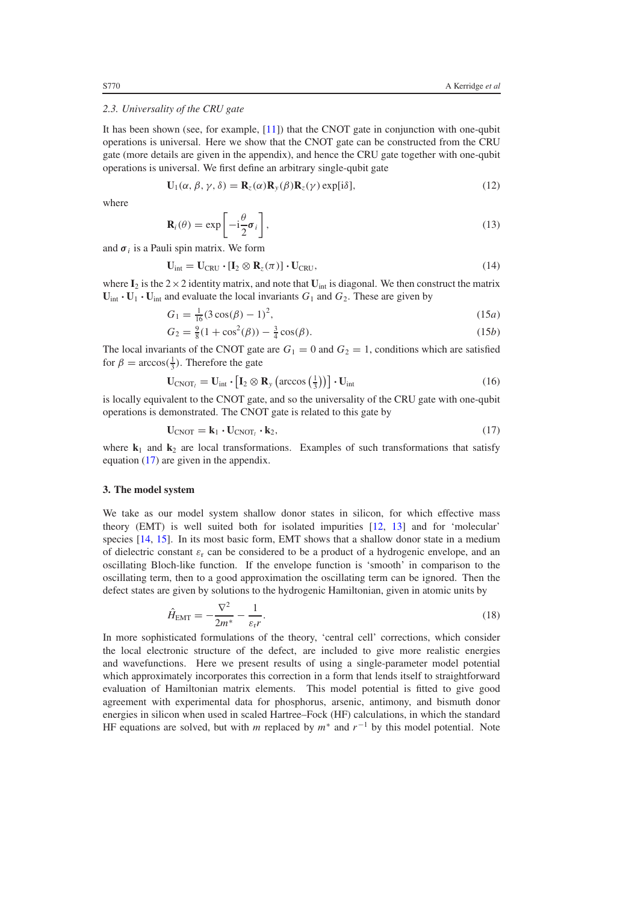### 2.3. Universality of the CRU gate

It has been shown (see, for example, [11]) that the CNOT gate in conjunction with one-qubit operations is universal. Here we show that the CNOT gate can be constructed from the CRU gate (more details are given in the appendix), and hence the CRU gate together with one-qubit operations is universal. We first define an arbitrary single-qubit gate

$$\mathbf{U}_1(\alpha, \beta, \gamma, \delta) = \mathbf{R}_z(\alpha)\mathbf{R}_y(\beta)\mathbf{R}_z(\gamma)\exp[\mathrm{i}\delta], \tag{12}$$

where

$$\mathbf{R}_i(\theta) = \exp\left[-\mathrm{i}\frac{\theta}{2}\boldsymbol{\sigma}_i\right], \tag{13}$$

and $\boldsymbol{\sigma}_i$ is a Pauli spin matrix. We form

$$\mathbf{U}_{\mathrm{int}} = \mathbf{U}_{\mathrm{CRU}} \cdot [\mathbf{I}_2 \otimes \mathbf{R}_z(\pi)] \cdot \mathbf{U}_{\mathrm{CRU}}, \tag{14}$$

where $\mathbf{I}_2$ is the $2 \times 2$ identity matrix, and note that $\mathbf{U}_{\mathrm{int}}$ is diagonal. We then construct the matrix $\mathbf{U}_{\mathrm{int}} \cdot \mathbf{U}_1 \cdot \mathbf{U}_{\mathrm{int}}$ and evaluate the local invariants $G_1$ and $G_2$. These are given by

$$G_1 = \tfrac{1}{16}(3\cos(\beta) - 1)^2, \tag{15a}$$

$$G_2 = \tfrac{9}{8}(1 + \cos^2(\beta)) - \tfrac{3}{4}\cos(\beta). \tag{15b}$$

The local invariants of the CNOT gate are $G_1 = 0$ and $G_2 = 1$, conditions which are satisfied for $\beta = \arccos(\frac{1}{3})$. Therefore the gate

$$\mathbf{U}_{\mathrm{CNOT}_l} = \mathbf{U}_{\mathrm{int}} \cdot \left[\mathbf{I}_2 \otimes \mathbf{R}_y\left(\arccos\left(\tfrac{1}{3}\right)\right)\right] \cdot \mathbf{U}_{\mathrm{int}} \tag{16}$$

is locally equivalent to the CNOT gate, and so the universality of the CRU gate with one-qubit operations is demonstrated. The CNOT gate is related to this gate by

$$\mathbf{U}_{\mathrm{CNOT}} = \mathbf{k}_1 \cdot \mathbf{U}_{\mathrm{CNOT}_l} \cdot \mathbf{k}_2, \tag{17}$$

where $\mathbf{k}_1$ and $\mathbf{k}_2$ are local transformations. Examples of such transformations that satisfy equation (17) are given in the appendix.

## 3. The model system

We take as our model system shallow donor states in silicon, for which effective mass theory (EMT) is well suited both for isolated impurities [12, 13] and for 'molecular' species [14, 15]. In its most basic form, EMT shows that a shallow donor state in a medium of dielectric constant $\varepsilon_r$ can be considered to be a product of a hydrogenic envelope, and an oscillating Bloch-like function. If the envelope function is 'smooth' in comparison to the oscillating term, then to a good approximation the oscillating term can be ignored. Then the defect states are given by solutions to the hydrogenic Hamiltonian, given in atomic units by

$$\hat{H}_{\mathrm{EMT}} = -\frac{\nabla^2}{2m^*} - \frac{1}{\varepsilon_r r}. \tag{18}$$

In more sophisticated formulations of the theory, 'central cell' corrections, which consider the local electronic structure of the defect, are included to give more realistic energies and wavefunctions. Here we present results of using a single-parameter model potential which approximately incorporates this correction in a form that lends itself to straightforward evaluation of Hamiltonian matrix elements. This model potential is fitted to give good agreement with experimental data for phosphorus, arsenic, antimony, and bismuth donor energies in silicon when used in scaled Hartree–Fock (HF) calculations, in which the standard HF equations are solved, but with $m$ replaced by $m^*$ and $r^{-1}$ by this model potential. Note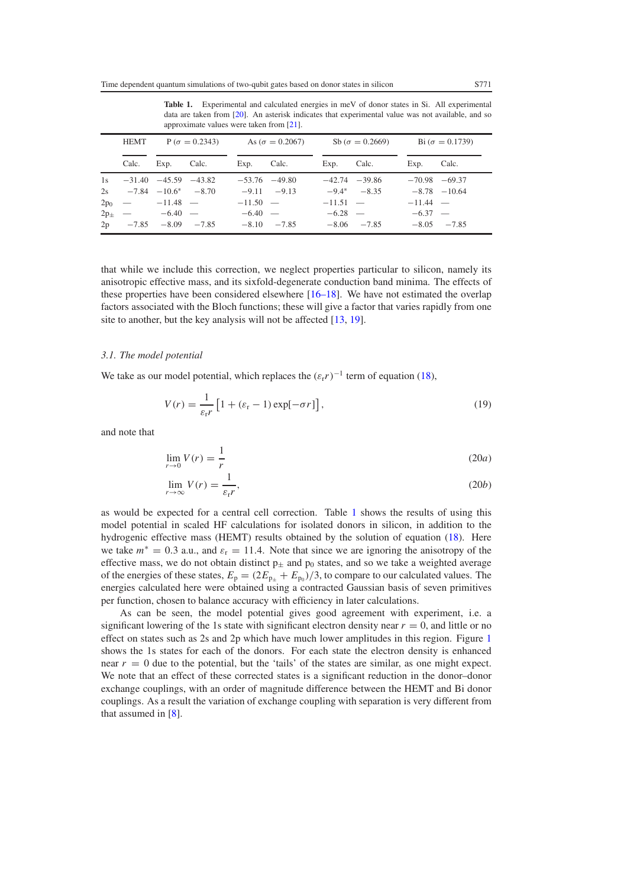**Table 1.** Experimental and calculated energies in meV of donor states in Si. All experimental data are taken from [20]. An asterisk indicates that experimental value was not available, and so approximate values were taken from [21].

| | HEMT | P ($\sigma = 0.2343$) | | As ($\sigma = 0.2067$) | | Sb ($\sigma = 0.2669$) | | Bi ($\sigma = 0.1739$) | |
|---|---|---|---|---|---|---|---|---|---|
| | Calc. | Exp. | Calc. | Exp. | Calc. | Exp. | Calc. | Exp. | Calc. |
| 1s | −31.40 | −45.59 | −43.82 | −53.76 | −49.80 | −42.74 | −39.86 | −70.98 | −69.37 |
| 2s | −7.84 | −10.6* | −8.70 | −9.11 | −9.13 | −9.4* | −8.35 | −8.78 | −10.64 |
| $2p_0$ | — | −11.48 | — | −11.50 | — | −11.51 | — | −11.44 | — |
| $2p_\pm$ | — | −6.40 | — | −6.40 | — | −6.28 | — | −6.37 | — |
| 2p | −7.85 | −8.09 | −7.85 | −8.10 | −7.85 | −8.06 | −7.85 | −8.05 | −7.85 |

that while we include this correction, we neglect properties particular to silicon, namely its anisotropic effective mass, and its sixfold-degenerate conduction band minima. The effects of these properties have been considered elsewhere [16–18]. We have not estimated the overlap factors associated with the Bloch functions; these will give a factor that varies rapidly from one site to another, but the key analysis will not be affected [13, 19].

### 3.1. The model potential

We take as our model potential, which replaces the $(\varepsilon_r r)^{-1}$ term of equation (18),

$$V(r) = \frac{1}{\varepsilon_r r}\left[1 + (\varepsilon_r - 1)\exp[-\sigma r]\right], \tag{19}$$

and note that

$$\lim_{r\to 0} V(r) = \frac{1}{r} \tag{20a}$$

$$\lim_{r\to\infty} V(r) = \frac{1}{\varepsilon_r r}, \tag{20b}$$

as would be expected for a central cell correction. Table 1 shows the results of using this model potential in scaled HF calculations for isolated donors in silicon, in addition to the hydrogenic effective mass (HEMT) results obtained by the solution of equation (18). Here we take $m^* = 0.3$ a.u., and $\varepsilon_r = 11.4$. Note that since we are ignoring the anisotropy of the effective mass, we do not obtain distinct $p_\pm$ and $p_0$ states, and so we take a weighted average of the energies of these states, $E_p = (2E_{p_\pm} + E_{p_0})/3$, to compare to our calculated values. The energies calculated here were obtained using a contracted Gaussian basis of seven primitives per function, chosen to balance accuracy with efficiency in later calculations.

As can be seen, the model potential gives good agreement with experiment, i.e. a significant lowering of the 1s state with significant electron density near $r = 0$, and little or no effect on states such as 2s and 2p which have much lower amplitudes in this region. Figure 1 shows the 1s states for each of the donors. For each state the electron density is enhanced near $r = 0$ due to the potential, but the 'tails' of the states are similar, as one might expect. We note that an effect of these corrected states is a significant reduction in the donor–donor exchange couplings, with an order of magnitude difference between the HEMT and Bi donor couplings. As a result the variation of exchange coupling with separation is very different from that assumed in [8].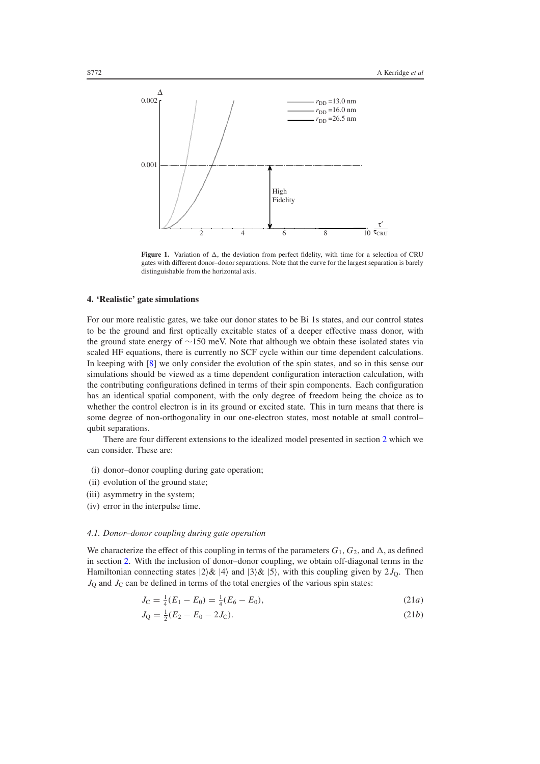**Figure 1.** Variation of $\Delta$, the deviation from perfect fidelity, with time for a selection of CRU gates with different donor–donor separations. Note that the curve for the largest separation is barely distinguishable from the horizontal axis.

## 4. 'Realistic' gate simulations

For our more realistic gates, we take our donor states to be Bi 1s states, and our control states to be the ground and first optically excitable states of a deeper effective mass donor, with the ground state energy of $\sim$150 meV. Note that although we obtain these isolated states via scaled HF equations, there is currently no SCF cycle within our time dependent calculations. In keeping with [8] we only consider the evolution of the spin states, and so in this sense our simulations should be viewed as a time dependent configuration interaction calculation, with the contributing configurations defined in terms of their spin components. Each configuration has an identical spatial component, with the only degree of freedom being the choice as to whether the control electron is in its ground or excited state. This in turn means that there is some degree of non-orthogonality in our one-electron states, most notable at small control–qubit separations.

There are four different extensions to the idealized model presented in section 2 which we can consider. These are:

- (i) donor–donor coupling during gate operation;
- (ii) evolution of the ground state;
- (iii) asymmetry in the system;
- (iv) error in the interpulse time.

### 4.1. Donor–donor coupling during gate operation

We characterize the effect of this coupling in terms of the parameters $G_1$, $G_2$, and $\Delta$, as defined in section 2. With the inclusion of donor–donor coupling, we obtain off-diagonal terms in the Hamiltonian connecting states $|2\rangle$& $|4\rangle$ and $|3\rangle$& $|5\rangle$, with this coupling given by $2J_Q$. Then $J_Q$ and $J_C$ can be defined in terms of the total energies of the various spin states:

$$J_C = \tfrac{1}{4}(E_1 - E_0) = \tfrac{1}{4}(E_6 - E_0), \tag{21a}$$

$$J_Q = \tfrac{1}{2}(E_2 - E_0 - 2J_C). \tag{21b}$$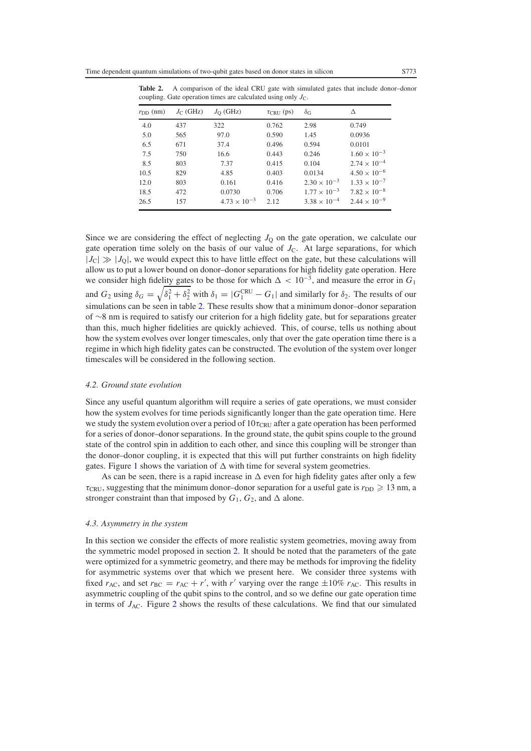**Table 2.** A comparison of the ideal CRU gate with simulated gates that include donor–donor coupling. Gate operation times are calculated using only $J_C$.

| $r_{DD}$ (nm) | $J_C$ (GHz) | $J_Q$ (GHz) | $\tau_{CRU}$ (ps) | $\delta_G$ | $\Delta$ |
|---|---|---|---|---|---|
| 4.0 | 437 | 322 | 0.762 | 2.98 | 0.749 |
| 5.0 | 565 | 97.0 | 0.590 | 1.45 | 0.0936 |
| 6.5 | 671 | 37.4 | 0.496 | 0.594 | 0.0101 |
| 7.5 | 750 | 16.6 | 0.443 | 0.246 | $1.60 \times 10^{-3}$ |
| 8.5 | 803 | 7.37 | 0.415 | 0.104 | $2.74 \times 10^{-4}$ |
| 10.5 | 829 | 4.85 | 0.403 | 0.0134 | $4.50 \times 10^{-6}$ |
| 12.0 | 803 | 0.161 | 0.416 | $2.30 \times 10^{-3}$ | $1.33 \times 10^{-7}$ |
| 18.5 | 472 | 0.0730 | 0.706 | $1.77 \times 10^{-3}$ | $7.82 \times 10^{-8}$ |
| 26.5 | 157 | $4.73 \times 10^{-3}$ | 2.12 | $3.38 \times 10^{-4}$ | $2.44 \times 10^{-9}$ |

Since we are considering the effect of neglecting $J_Q$ on the gate operation, we calculate our gate operation time solely on the basis of our value of $J_C$. At large separations, for which $|J_C| \gg |J_Q|$, we would expect this to have little effect on the gate, but these calculations will allow us to put a lower bound on donor–donor separations for high fidelity gate operation. Here we consider high fidelity gates to be those for which $\Delta < 10^{-3}$, and measure the error in $G_1$ and $G_2$ using $\delta_G = \sqrt{\delta_1^2 + \delta_2^2}$ with $\delta_1 = |G_1^{CRU} - G_1|$ and similarly for $\delta_2$. The results of our simulations can be seen in table 2. These results show that a minimum donor–donor separation of ~8 nm is required to satisfy our criterion for a high fidelity gate, but for separations greater than this, much higher fidelities are quickly achieved. This, of course, tells us nothing about how the system evolves over longer timescales, only that over the gate operation time there is a regime in which high fidelity gates can be constructed. The evolution of the system over longer timescales will be considered in the following section.

### *4.2. Ground state evolution*

Since any useful quantum algorithm will require a series of gate operations, we must consider how the system evolves for time periods significantly longer than the gate operation time. Here we study the system evolution over a period of $10\tau_{CRU}$ after a gate operation has been performed for a series of donor–donor separations. In the ground state, the qubit spins couple to the ground state of the control spin in addition to each other, and since this coupling will be stronger than the donor–donor coupling, it is expected that this will put further constraints on high fidelity gates. Figure 1 shows the variation of $\Delta$ with time for several system geometries.

As can be seen, there is a rapid increase in $\Delta$ even for high fidelity gates after only a few $\tau_{CRU}$, suggesting that the minimum donor–donor separation for a useful gate is $r_{DD} \geqslant 13$ nm, a stronger constraint than that imposed by $G_1$, $G_2$, and $\Delta$ alone.

### *4.3. Asymmetry in the system*

In this section we consider the effects of more realistic system geometries, moving away from the symmetric model proposed in section 2. It should be noted that the parameters of the gate were optimized for a symmetric geometry, and there may be methods for improving the fidelity for asymmetric systems over that which we present here. We consider three systems with fixed $r_{AC}$, and set $r_{BC} = r_{AC} + r'$, with $r'$ varying over the range $\pm 10\%$ $r_{AC}$. This results in asymmetric coupling of the qubit spins to the control, and so we define our gate operation time in terms of $J_{AC}$. Figure 2 shows the results of these calculations. We find that our simulated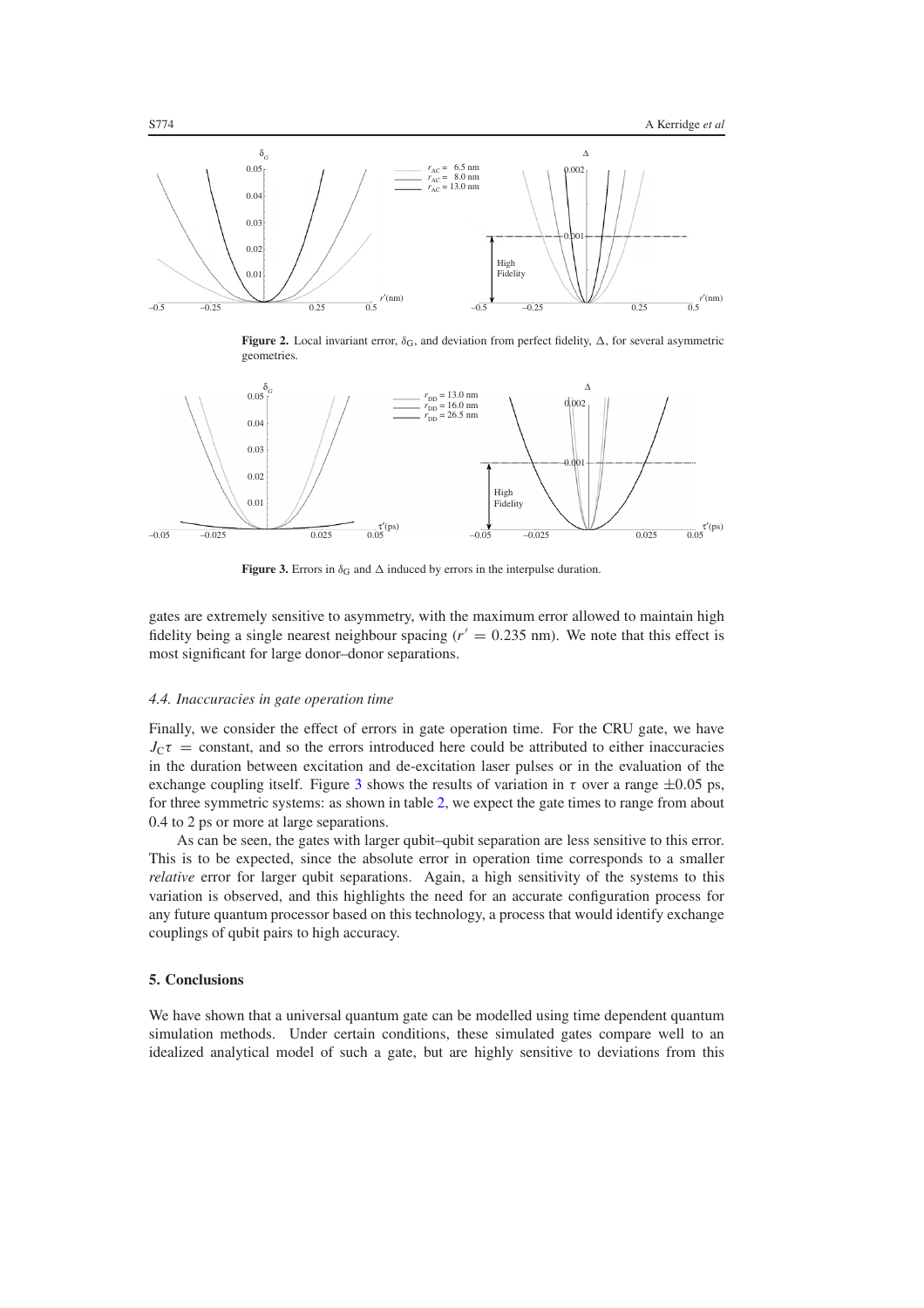**Figure 2.** Local invariant error, $\delta_G$, and deviation from perfect fidelity, $\Delta$, for several asymmetric geometries.

**Figure 3.** Errors in $\delta_G$ and $\Delta$ induced by errors in the interpulse duration.

gates are extremely sensitive to asymmetry, with the maximum error allowed to maintain high fidelity being a single nearest neighbour spacing ($r' = 0.235$ nm). We note that this effect is most significant for large donor–donor separations.

### *4.4. Inaccuracies in gate operation time*

Finally, we consider the effect of errors in gate operation time. For the CRU gate, we have $J_C\tau$ = constant, and so the errors introduced here could be attributed to either inaccuracies in the duration between excitation and de-excitation laser pulses or in the evaluation of the exchange coupling itself. Figure 3 shows the results of variation in $\tau$ over a range $\pm 0.05$ ps, for three symmetric systems: as shown in table 2, we expect the gate times to range from about 0.4 to 2 ps or more at large separations.

As can be seen, the gates with larger qubit–qubit separation are less sensitive to this error. This is to be expected, since the absolute error in operation time corresponds to a smaller *relative* error for larger qubit separations. Again, a high sensitivity of the systems to this variation is observed, and this highlights the need for an accurate configuration process for any future quantum processor based on this technology, a process that would identify exchange couplings of qubit pairs to high accuracy.

## 5. Conclusions

We have shown that a universal quantum gate can be modelled using time dependent quantum simulation methods. Under certain conditions, these simulated gates compare well to an idealized analytical model of such a gate, but are highly sensitive to deviations from this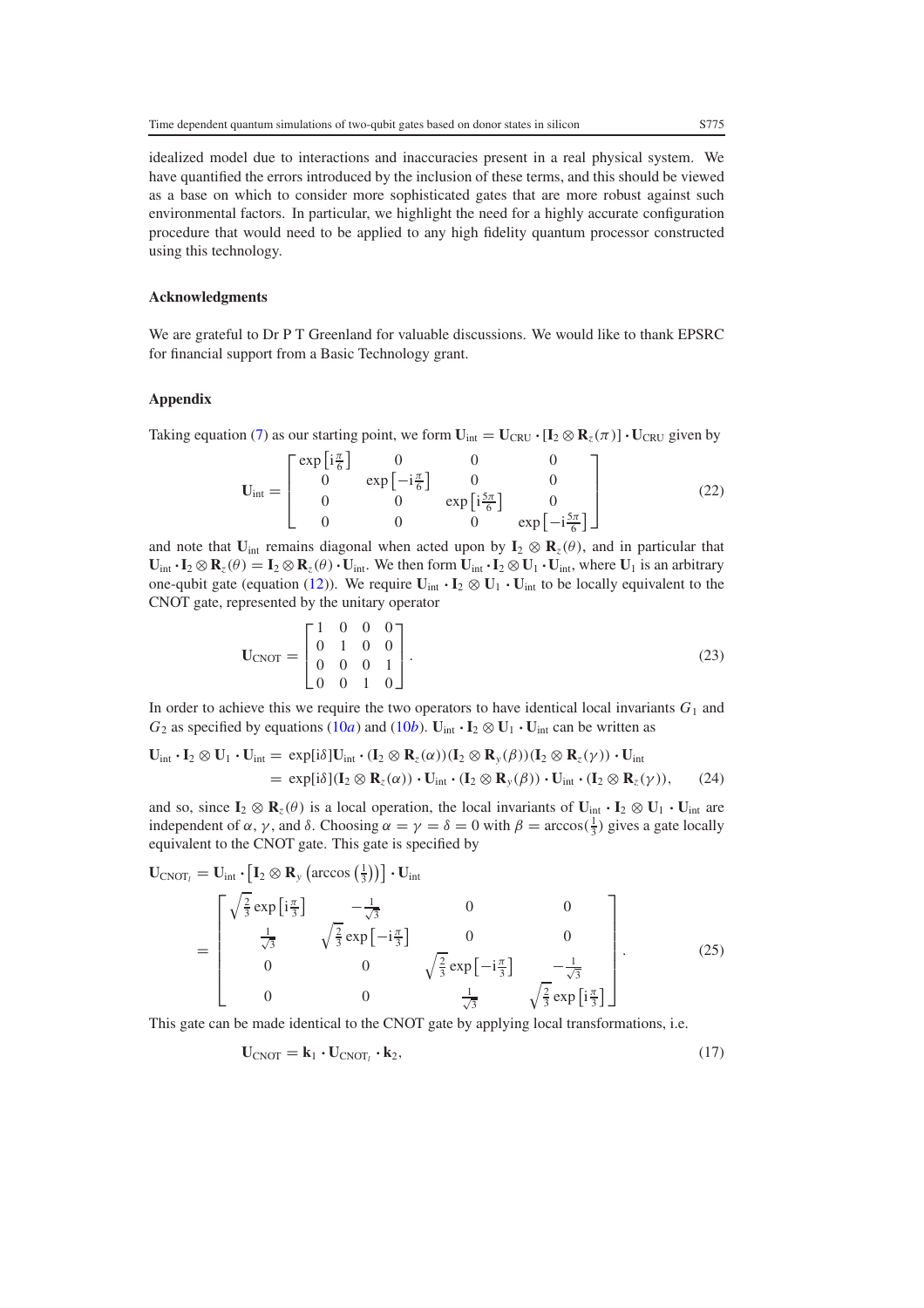idealized model due to interactions and inaccuracies present in a real physical system. We have quantified the errors introduced by the inclusion of these terms, and this should be viewed as a base on which to consider more sophisticated gates that are more robust against such environmental factors. In particular, we highlight the need for a highly accurate configuration procedure that would need to be applied to any high fidelity quantum processor constructed using this technology.

### Acknowledgments

We are grateful to Dr P T Greenland for valuable discussions. We would like to thank EPSRC for financial support from a Basic Technology grant.

### Appendix

Taking equation (7) as our starting point, we form $\mathbf{U}_{\text{int}} = \mathbf{U}_{\text{CRU}} \cdot [\mathbf{I}_2 \otimes \mathbf{R}_z(\pi)] \cdot \mathbf{U}_{\text{CRU}}$ given by

$$\mathbf{U}_{\text{int}} = \begin{bmatrix} \exp\left[\mathrm{i}\frac{\pi}{6}\right] & 0 & 0 & 0 \\ 0 & \exp\left[-\mathrm{i}\frac{\pi}{6}\right] & 0 & 0 \\ 0 & 0 & \exp\left[\mathrm{i}\frac{5\pi}{6}\right] & 0 \\ 0 & 0 & 0 & \exp\left[-\mathrm{i}\frac{5\pi}{6}\right] \end{bmatrix} \tag{22}$$

and note that $\mathbf{U}_{\text{int}}$ remains diagonal when acted upon by $\mathbf{I}_2 \otimes \mathbf{R}_z(\theta)$, and in particular that $\mathbf{U}_{\text{int}} \cdot \mathbf{I}_2 \otimes \mathbf{R}_z(\theta) = \mathbf{I}_2 \otimes \mathbf{R}_z(\theta) \cdot \mathbf{U}_{\text{int}}$. We then form $\mathbf{U}_{\text{int}} \cdot \mathbf{I}_2 \otimes \mathbf{U}_1 \cdot \mathbf{U}_{\text{int}}$, where $\mathbf{U}_1$ is an arbitrary one-qubit gate (equation (12)). We require $\mathbf{U}_{\text{int}} \cdot \mathbf{I}_2 \otimes \mathbf{U}_1 \cdot \mathbf{U}_{\text{int}}$ to be locally equivalent to the CNOT gate, represented by the unitary operator

$$\mathbf{U}_{\text{CNOT}} = \begin{bmatrix} 1 & 0 & 0 & 0 \\ 0 & 1 & 0 & 0 \\ 0 & 0 & 0 & 1 \\ 0 & 0 & 1 & 0 \end{bmatrix}. \tag{23}$$

In order to achieve this we require the two operators to have identical local invariants $G_1$ and $G_2$ as specified by equations (10*a*) and (10*b*). $\mathbf{U}_{\text{int}} \cdot \mathbf{I}_2 \otimes \mathbf{U}_1 \cdot \mathbf{U}_{\text{int}}$ can be written as

$$\begin{aligned} \mathbf{U}_{\text{int}} \cdot \mathbf{I}_2 \otimes \mathbf{U}_1 \cdot \mathbf{U}_{\text{int}} &= \exp[\mathrm{i}\delta]\mathbf{U}_{\text{int}} \cdot (\mathbf{I}_2 \otimes \mathbf{R}_z(\alpha))(\mathbf{I}_2 \otimes \mathbf{R}_y(\beta))(\mathbf{I}_2 \otimes \mathbf{R}_z(\gamma)) \cdot \mathbf{U}_{\text{int}} \\ &= \exp[\mathrm{i}\delta](\mathbf{I}_2 \otimes \mathbf{R}_z(\alpha)) \cdot \mathbf{U}_{\text{int}} \cdot (\mathbf{I}_2 \otimes \mathbf{R}_y(\beta)) \cdot \mathbf{U}_{\text{int}} \cdot (\mathbf{I}_2 \otimes \mathbf{R}_z(\gamma)), \end{aligned} \tag{24}$$

and so, since $\mathbf{I}_2 \otimes \mathbf{R}_z(\theta)$ is a local operation, the local invariants of $\mathbf{U}_{\text{int}} \cdot \mathbf{I}_2 \otimes \mathbf{U}_1 \cdot \mathbf{U}_{\text{int}}$ are independent of $\alpha$, $\gamma$, and $\delta$. Choosing $\alpha = \gamma = \delta = 0$ with $\beta = \arccos(\frac{1}{3})$ gives a gate locally equivalent to the CNOT gate. This gate is specified by

$$\begin{aligned} \mathbf{U}_{\text{CNOT}_l} &= \mathbf{U}_{\text{int}} \cdot \left[\mathbf{I}_2 \otimes \mathbf{R}_y\left(\arccos\left(\tfrac{1}{3}\right)\right)\right] \cdot \mathbf{U}_{\text{int}} \\ &= \begin{bmatrix} \sqrt{\frac{2}{3}}\exp\left[\mathrm{i}\frac{\pi}{3}\right] & -\frac{1}{\sqrt{3}} & 0 & 0 \\ \frac{1}{\sqrt{3}} & \sqrt{\frac{2}{3}}\exp\left[-\mathrm{i}\frac{\pi}{3}\right] & 0 & 0 \\ 0 & 0 & \sqrt{\frac{2}{3}}\exp\left[-\mathrm{i}\frac{\pi}{3}\right] & -\frac{1}{\sqrt{3}} \\ 0 & 0 & \frac{1}{\sqrt{3}} & \sqrt{\frac{2}{3}}\exp\left[\mathrm{i}\frac{\pi}{3}\right] \end{bmatrix}. \end{aligned} \tag{25}$$

This gate can be made identical to the CNOT gate by applying local transformations, i.e.

$$\mathbf{U}_{\text{CNOT}} = \mathbf{k}_1 \cdot \mathbf{U}_{\text{CNOT}_l} \cdot \mathbf{k}_2, \tag{17}$$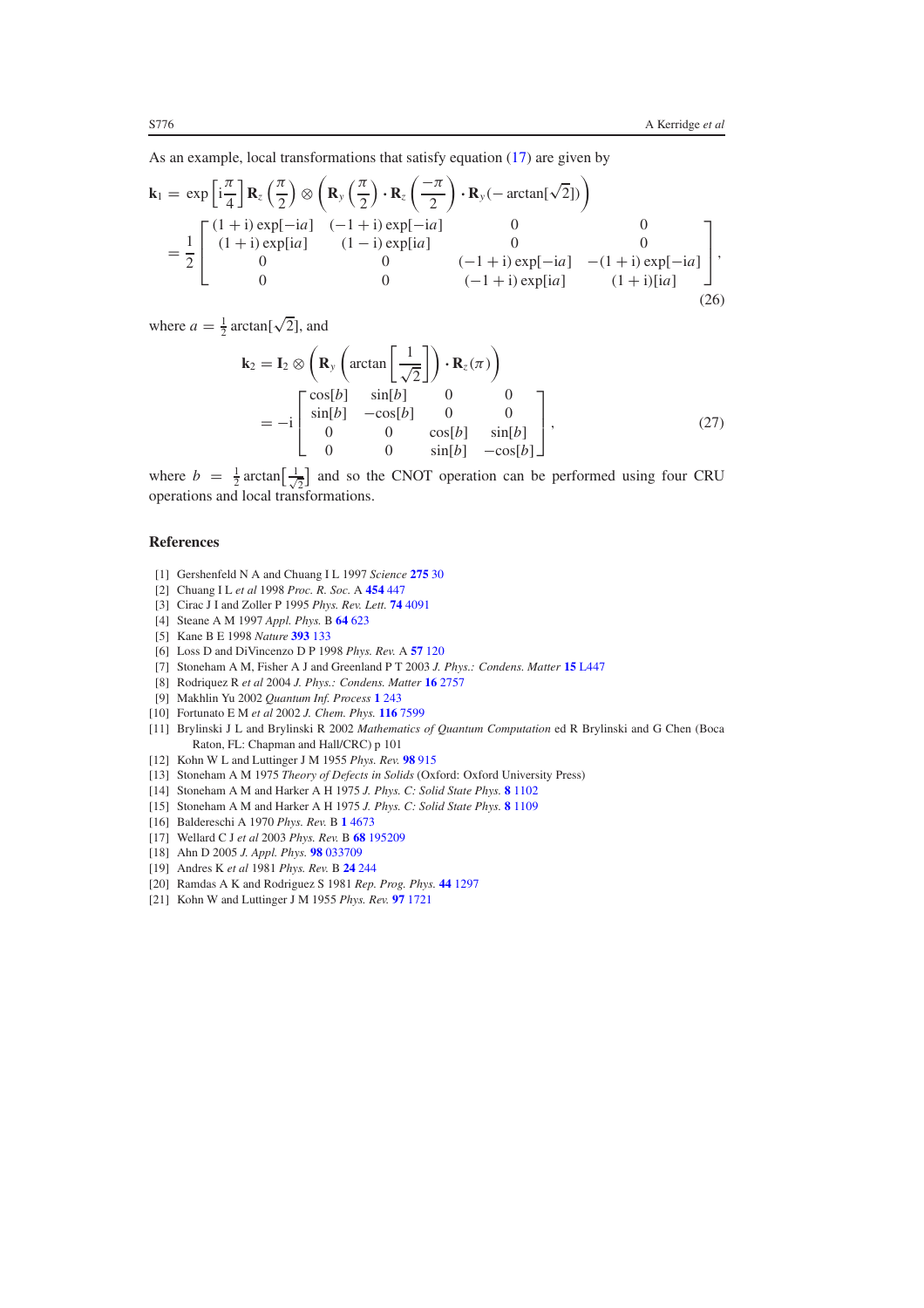As an example, local transformations that satisfy equation (17) are given by

$$
\mathbf{k}_1 = \exp\left[\mathrm{i}\frac{\pi}{4}\right]\mathbf{R}_z\left(\frac{\pi}{2}\right)\otimes\left(\mathbf{R}_y\left(\frac{\pi}{2}\right)\cdot\mathbf{R}_z\left(\frac{-\pi}{2}\right)\cdot\mathbf{R}_y(-\arctan[\sqrt{2}])\right)
$$

$$
= \frac{1}{2}\begin{bmatrix} (1+\mathrm{i})\exp[-\mathrm{i}a] & (-1+\mathrm{i})\exp[-\mathrm{i}a] & 0 & 0 \\ (1+\mathrm{i})\exp[\mathrm{i}a] & (1-\mathrm{i})\exp[\mathrm{i}a] & 0 & 0 \\ 0 & 0 & (-1+\mathrm{i})\exp[-\mathrm{i}a] & -(1+\mathrm{i})\exp[-\mathrm{i}a] \\ 0 & 0 & (-1+\mathrm{i})\exp[\mathrm{i}a] & (1+\mathrm{i})[\mathrm{i}a] \end{bmatrix}, \tag{26}
$$

where $a = \frac{1}{2}\arctan[\sqrt{2}]$, and

$$
\mathbf{k}_2 = \mathbf{I}_2\otimes\left(\mathbf{R}_y\left(\arctan\left[\frac{1}{\sqrt{2}}\right]\right)\cdot\mathbf{R}_z(\pi)\right)
$$

$$
= -\mathrm{i}\begin{bmatrix} \cos[b] & \sin[b] & 0 & 0 \\ \sin[b] & -\cos[b] & 0 & 0 \\ 0 & 0 & \cos[b] & \sin[b] \\ 0 & 0 & \sin[b] & -\cos[b] \end{bmatrix}, \tag{27}
$$

where $b = \frac{1}{2}\arctan\left[\frac{1}{\sqrt{2}}\right]$ and so the CNOT operation can be performed using four CRU operations and local transformations.

## References

[1] Gershenfeld N A and Chuang I L 1997 *Science* **275** 30

[2] Chuang I L *et al* 1998 *Proc. R. Soc.* A **454** 447

[3] Cirac J I and Zoller P 1995 *Phys. Rev. Lett.* **74** 4091

[4] Steane A M 1997 *Appl. Phys.* B **64** 623

[5] Kane B E 1998 *Nature* **393** 133

[6] Loss D and DiVincenzo D P 1998 *Phys. Rev.* A **57** 120

[7] Stoneham A M, Fisher A J and Greenland P T 2003 *J. Phys.: Condens. Matter* **15** L447

[8] Rodriquez R *et al* 2004 *J. Phys.: Condens. Matter* **16** 2757

[9] Makhlin Yu 2002 *Quantum Inf. Process* **1** 243

[10] Fortunato E M *et al* 2002 *J. Chem. Phys.* **116** 7599

[11] Brylinski J L and Brylinski R 2002 *Mathematics of Quantum Computation* ed R Brylinski and G Chen (Boca Raton, FL: Chapman and Hall/CRC) p 101

[12] Kohn W L and Luttinger J M 1955 *Phys. Rev.* **98** 915

[13] Stoneham A M 1975 *Theory of Defects in Solids* (Oxford: Oxford University Press)

[14] Stoneham A M and Harker A H 1975 *J. Phys. C: Solid State Phys.* **8** 1102

[15] Stoneham A M and Harker A H 1975 *J. Phys. C: Solid State Phys.* **8** 1109

[16] Baldereschi A 1970 *Phys. Rev.* B **1** 4673

[17] Wellard C J *et al* 2003 *Phys. Rev.* B **68** 195209

[18] Ahn D 2005 *J. Appl. Phys.* **98** 033709

[19] Andres K *et al* 1981 *Phys. Rev.* B **24** 244

[20] Ramdas A K and Rodriguez S 1981 *Rep. Prog. Phys.* **44** 1297

[21] Kohn W and Luttinger J M 1955 *Phys. Rev.* **97** 1721